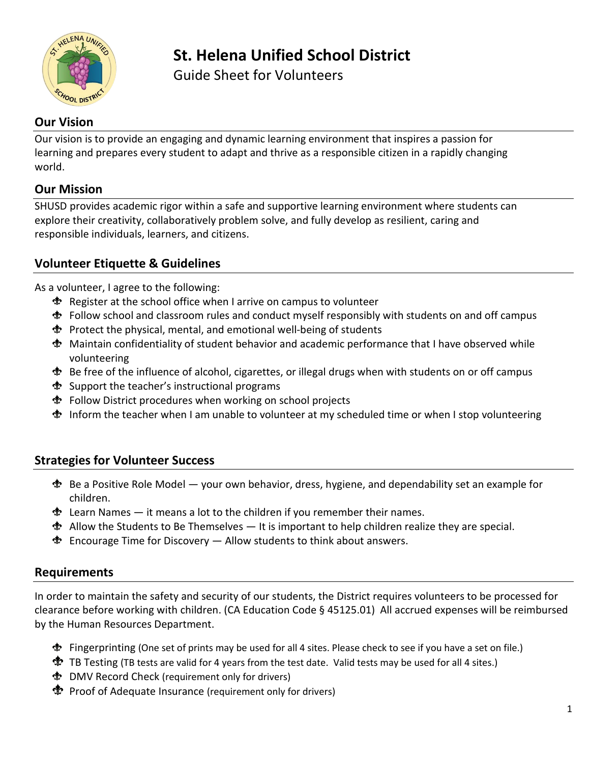# St. Helena Unified School District

Guide Sheet for Volunteers

## Our Vision

Our vision is to provide an engaging and dynamic learning environment that inspires a passion for learning and prepares every student to adapt and thrive as a responsible citizen in a rapidly changing world.

## Our Mission

SHUSD provides academic rigor within a safe and supportive learning environment where students can explore their creativity, collaboratively problem solve, and fully develop as resilient, caring and responsible individuals, learners, and citizens.

## Volunteer Etiquette & Guidelines

As a volunteer, I agree to the following:

- Register at the school office when I arrive on campus to volunteer
- Follow school and classroom rules and conduct myself responsibly with students on and off campus
- Protect the physical, mental, and emotional well-being of students
- Maintain confidentiality of student behavior and academic performance that I have observed while volunteering
- Be free of the influence of alcohol, cigarettes, or illegal drugs when with students on or off campus
- Support the teacher's instructional programs
- Follow District procedures when working on school projects
- Inform the teacher when I am unable to volunteer at my scheduled time or when I stop volunteering

## Strategies for Volunteer Success

- Be a Positive Role Model — your own behavior, dress, hygiene, and dependability set an example for children.
- Learn Names — it means a lot to the children if you remember their names.
- Allow the Students to Be Themselves — It is important to help children realize they are special.
- Encourage Time for Discovery — Allow students to think about answers.

## Requirements

In order to maintain the safety and security of our students, the District requires volunteers to be processed for clearance before working with children. (CA Education Code § 45125.01) All accrued expenses will be reimbursed by the Human Resources Department.

- Fingerprinting (One set of prints may be used for all 4 sites. Please check to see if you have a set on file.)
- TB Testing (TB tests are valid for 4 years from the test date. Valid tests may be used for all 4 sites.)
- DMV Record Check (requirement only for drivers)
- Proof of Adequate Insurance (requirement only for drivers)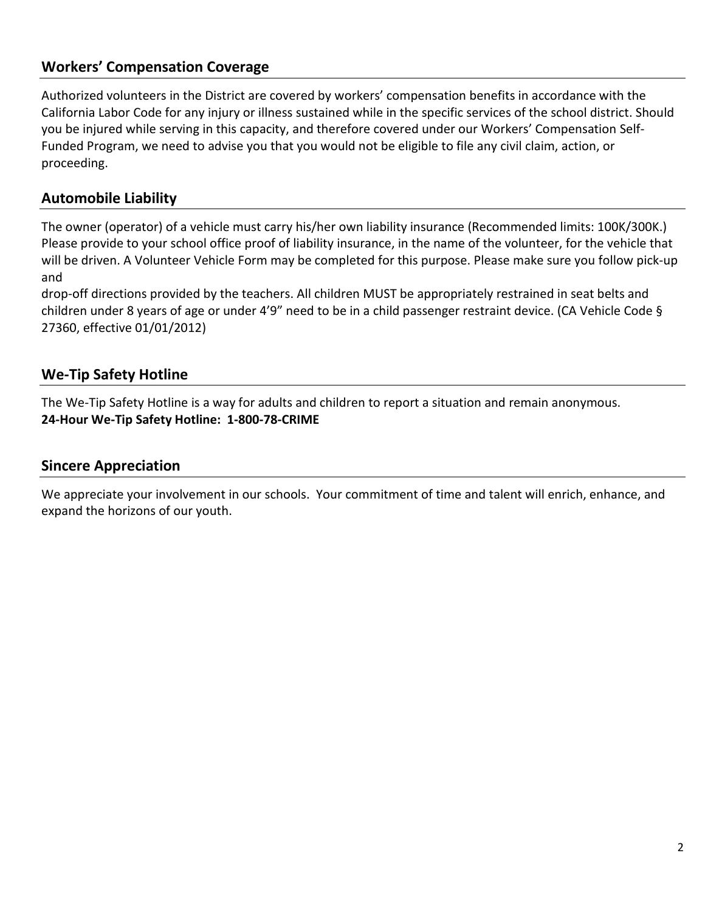## Workers' Compensation Coverage

Authorized volunteers in the District are covered by workers' compensation benefits in accordance with the California Labor Code for any injury or illness sustained while in the specific services of the school district. Should you be injured while serving in this capacity, and therefore covered under our Workers' Compensation Self-Funded Program, we need to advise you that you would not be eligible to file any civil claim, action, or proceeding.

## Automobile Liability

The owner (operator) of a vehicle must carry his/her own liability insurance (Recommended limits: 100K/300K.) Please provide to your school office proof of liability insurance, in the name of the volunteer, for the vehicle that will be driven. A Volunteer Vehicle Form may be completed for this purpose. Please make sure you follow pick-up and
drop-off directions provided by the teachers. All children MUST be appropriately restrained in seat belts and children under 8 years of age or under 4'9" need to be in a child passenger restraint device. (CA Vehicle Code § 27360, effective 01/01/2012)

## We-Tip Safety Hotline

The We-Tip Safety Hotline is a way for adults and children to report a situation and remain anonymous.
**24-Hour We-Tip Safety Hotline: 1-800-78-CRIME**

## Sincere Appreciation

We appreciate your involvement in our schools. Your commitment of time and talent will enrich, enhance, and expand the horizons of our youth.